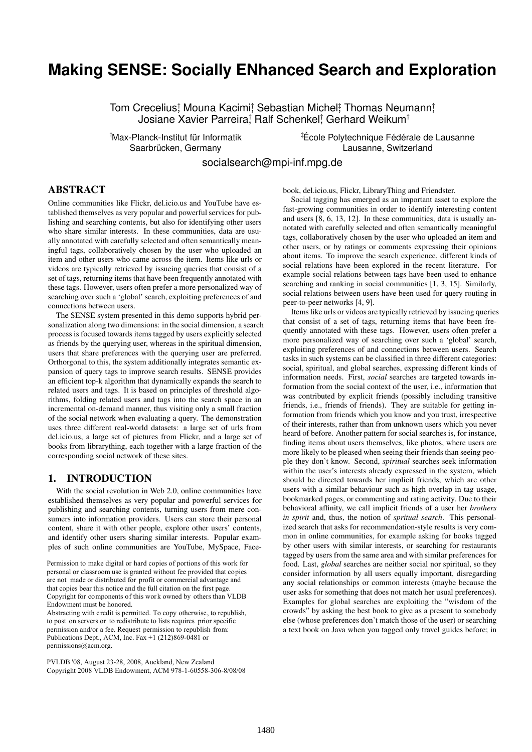# Making SENSE: Socially ENhanced Search and Exploration

Tom Crecelius[†], Mouna Kacimi[†], Sebastian Michel[‡], Thomas Neumann[†], Josiane Xavier Parreira[†], Ralf Schenkel[†], Gerhard Weikum[†]

[†]Max-Planck-Institut für Informatik
Saarbrücken, Germany

[‡]École Polytechnique Fédérale de Lausanne
Lausanne, Switzerland

socialsearch@mpi-inf.mpg.de

## ABSTRACT

Online communities like Flickr, del.icio.us and YouTube have established themselves as very popular and powerful services for publishing and searching contents, but also for identifying other users who share similar interests. In these communities, data are usually annotated with carefully selected and often semantically meaningful tags, collaboratively chosen by the user who uploaded an item and other users who came across the item. Items like urls or videos are typically retrieved by issueing queries that consist of a set of tags, returning items that have been frequently annotated with these tags. However, users often prefer a more personalized way of searching over such a 'global' search, exploiting preferences of and connections between users.

The SENSE system presented in this demo supports hybrid personalization along two dimensions: in the social dimension, a search process is focused towards items tagged by users explicitly selected as friends by the querying user, whereas in the spiritual dimension, users that share preferences with the querying user are preferred. Orthorgonal to this, the system additionally integrates semantic expansion of query tags to improve search results. SENSE provides an efficient top-k algorithm that dynamically expands the search to related users and tags. It is based on principles of threshold algorithms, folding related users and tags into the search space in an incremental on-demand manner, thus visiting only a small fraction of the social network when evaluating a query. The demonstration uses three different real-world datasets: a large set of urls from del.icio.us, a large set of pictures from Flickr, and a large set of books from librarything, each together with a large fraction of the corresponding social network of these sites.

## 1. INTRODUCTION

With the social revolution in Web 2.0, online communities have established themselves as very popular and powerful services for publishing and searching contents, turning users from mere consumers into information providers. Users can store their personal content, share it with other people, explore other users' contents, and identify other users sharing similar interests. Popular examples of such online communities are YouTube, MySpace, Facebook, del.icio.us, Flickr, LibraryThing and Friendster.

Social tagging has emerged as an important asset to explore the fast-growing communities in order to identify interesting content and users [8, 6, 13, 12]. In these communities, data is usually annotated with carefully selected and often semantically meaningful tags, collaboratively chosen by the user who uploaded an item and other users, or by ratings or comments expressing their opinions about items. To improve the search experience, different kinds of social relations have been explored in the recent literature. For example social relations between tags have been used to enhance searching and ranking in social communities [1, 3, 15]. Similarly, social relations between users have been used for query routing in peer-to-peer networks [4, 9].

Items like urls or videos are typically retrieved by issueing queries that consist of a set of tags, returning items that have been frequently annotated with these tags. However, users often prefer a more personalized way of searching over such a 'global' search, exploiting preferences of and connections between users. Search tasks in such systems can be classified in three different categories: social, spiritual, and global searches, expressing different kinds of information needs. First, *social* searches are targeted towards information from the social context of the user, i.e., information that was contributed by explicit friends (possibly including transitive friends, i.e., friends of friends). They are suitable for getting information from friends which you know and you trust, irrespective of their interests, rather than from unknown users which you never heard of before. Another pattern for social searches is, for instance, finding items about users themselves, like photos, where users are more likely to be pleased when seeing their friends than seeing people they don't know. Second, *spiritual* searches seek information within the user's interests already expressed in the system, which should be directed towards her implicit friends, which are other users with a similar behaviour such as high overlap in tag usage, bookmarked pages, or commenting and rating activity. Due to their behavioral affinity, we call implicit friends of a user her *brothers in spirit* and, thus, the notion of *spritual search*. This personalized search that asks for recommendation-style results is very common in online communities, for example asking for books tagged by other users with similar interests, or searching for restaurants tagged by users from the same area and with similar preferences for food. Last, *global* searches are neither social nor spiritual, so they consider information by all users equally important, disregarding any social relationships or common interests (maybe because the user asks for something that does not match her usual preferences). Examples for global searches are exploiting the "wisdom of the crowds" by asking the best book to give as a present to somebody else (whose preferences don't match those of the user) or searching a text book on Java when you tagged only travel guides before; in

Permission to make digital or hard copies of portions of this work for personal or classroom use is granted without fee provided that copies are not made or distributed for profit or commercial advantage and that copies bear this notice and the full citation on the first page. Copyright for components of this work owned by others than VLDB Endowment must be honored.
Abstracting with credit is permitted. To copy otherwise, to republish, to post on servers or to redistribute to lists requires prior specific permission and/or a fee. Request permission to republish from: Publications Dept., ACM, Inc. Fax +1 (212)869-0481 or permissions@acm.org.

PVLDB '08, August 23-28, 2008, Auckland, New Zealand
Copyright 2008 VLDB Endowment, ACM 978-1-60558-306-8/08/08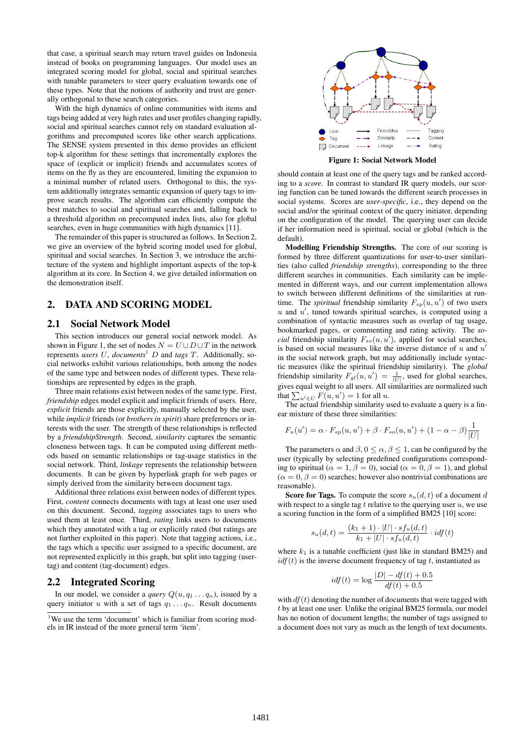that case, a spiritual search may return travel guides on Indonesia instead of books on programming languages. Our model uses an integrated scoring model for global, social and spiritual searches with tunable parameters to steer query evaluation towards one of these types. Note that the notions of authority and trust are generally orthogonal to these search categories.

With the high dynamics of online communities with items and tags being added at very high rates and user profiles changing rapidly, social and spiritual searches cannot rely on standard evaluation algorithms and precomputed scores like other search applications. The SENSE system presented in this demo provides an efficient top-k algorithm for these settings that incrementally explores the space of (explicit or implicit) friends and accumulates scores of items on the fly as they are encountered, limiting the expansion to a minimal number of related users. Orthogonal to this, the system additionally integrates semantic expansion of query tags to improve search results. The algorithm can efficiently compute the best matches to social and spiritual searches and, falling back to a threshold algorithm on precomputed index lists, also for global searches, even in huge communities with high dynamics [11].

The remainder of this paper is structured as follows. In Section 2, we give an overview of the hybrid scoring model used for global, spiritual and social searches. In Section 3, we introduce the architecture of the system and highlight important aspects of the top-k algorithm at its core. In Section 4, we give detailed information on the demonstration itself.

## 2. DATA AND SCORING MODEL

### 2.1 Social Network Model

This section introduces our general social network model. As shown in Figure 1, the set of nodes $N = U \cup D \cup T$ in the network represents *users* $U$, *documents*[1] $D$ and *tags* $T$. Additionally, social networks exhibit various relationships, both among the nodes of the same type and between nodes of different types. These relationships are represented by edges in the graph.

Three main relations exist between nodes of the same type. First, *friendship* edges model explicit and implicit friends of users. Here, *explicit* friends are those explicitly, manually selected by the user, while *implicit* friends (or *brothers in spirit*) share preferences or interests with the user. The strength of these relationships is reflected by a *friendshipStrength*. Second, *similarity* captures the semantic closeness between tags. It can be computed using different methods based on semantic relationships or tag-usage statistics in the social network. Third, *linkage* represents the relationship between documents. It can be given by hyperlink graph for web pages or simply derived from the similarity between document tags.

Additional three relations exist between nodes of different types. First, *content* connects documents with tags at least one user used on this document. Second, *tagging* associates tags to users who used them at least once. Third, *rating* links users to documents which they annotated with a tag or explicitly rated (but ratings are not further exploited in this paper). Note that tagging actions, i.e., the tags which a specific user assigned to a specific document, are not represented explicitly in this graph, but split into tagging (user-tag) and content (tag-document) edges.

### 2.2 Integrated Scoring

In our model, we consider a *query* $Q(u, q_1 \dots q_n)$, issued by a query initiator $u$ with a set of tags $q_1 \dots q_n$. Result documents should contain at least one of the query tags and be ranked according to a *score*. In contrast to standard IR query models, our scoring function can be tuned towards the different search processes in social systems. Scores are *user-specific*, i.e., they depend on the social and/or the spiritual context of the query initiator, depending on the configuration of the model. The querying user can decide if her information need is spiritual, social or global (which is the default).

[1] We use the term 'document' which is familiar from scoring models in IR instead of the more general term 'item'.

**Figure 1: Social Network Model**

**Modelling Friendship Strengths.** The core of our scoring is formed by three different quantizations for user-to-user similarities (also called *friendship strengths*), corresponding to the three different searches in communities. Each similarity can be implemented in different ways, and our current implementation allows to switch between different definitions of the similarities at runtime. The *spiritual* friendship similarity $F_{sp}(u, u')$ of two users $u$ and $u'$, tuned towards spiritual searches, is computed using a combination of syntactic measures such as overlap of tag usage, bookmarked pages, or commenting and rating activity. The *social* friendship similarity $F_{so}(u, u')$, applied for social searches, is based on social measures like the inverse distance of $u$ and $u'$ in the social network graph, but may additionally include syntactic measures (like the spiritual friendship similarity). The *global* friendship similarity $F_{gl}(u, u') = \frac{1}{|U|}$, used for global searches, gives equal weight to all users. All similarities are normalized such that $\sum_{u' \in U} F(u, u') = 1$ for all $u$.

The actual friendship similarity used to evaluate a query is a linear mixture of these three similarities:

$$F_u(u') = \alpha \cdot F_{sp}(u, u') + \beta \cdot F_{so}(u, u') + (1 - \alpha - \beta) \frac{1}{|U|}$$

The parameters $\alpha$ and $\beta$, $0 \leq \alpha, \beta \leq 1$, can be configured by the user (typically by selecting predefined configurations corresponding to spiritual ($\alpha = 1, \beta = 0$), social ($\alpha = 0, \beta = 1$), and global ($\alpha = 0, \beta = 0$) searches; however also nontrivial combinations are reasonable).

**Score for Tags.** To compute the score $s_u(d, t)$ of a document $d$ with respect to a single tag $t$ relative to the querying user $u$, we use a scoring function in the form of a simplified BM25 [10] score:

$$s_u(d, t) = \frac{(k_1 + 1) \cdot |U| \cdot sf_u(d, t)}{k_1 + |U| \cdot sf_u(d, t)} \cdot idf(t)$$

where $k_1$ is a tunable coefficient (just like in standard BM25) and $idf(t)$ is the inverse document frequency of tag $t$, instantiated as

$$idf(t) = \log \frac{|D| - df(t) + 0.5}{df(t) + 0.5}$$

with $df(t)$ denoting the number of documents that were tagged with $t$ by at least one user. Unlike the original BM25 formula, our model has no notion of document lengths; the number of tags assigned to a document does not vary as much as the length of text documents.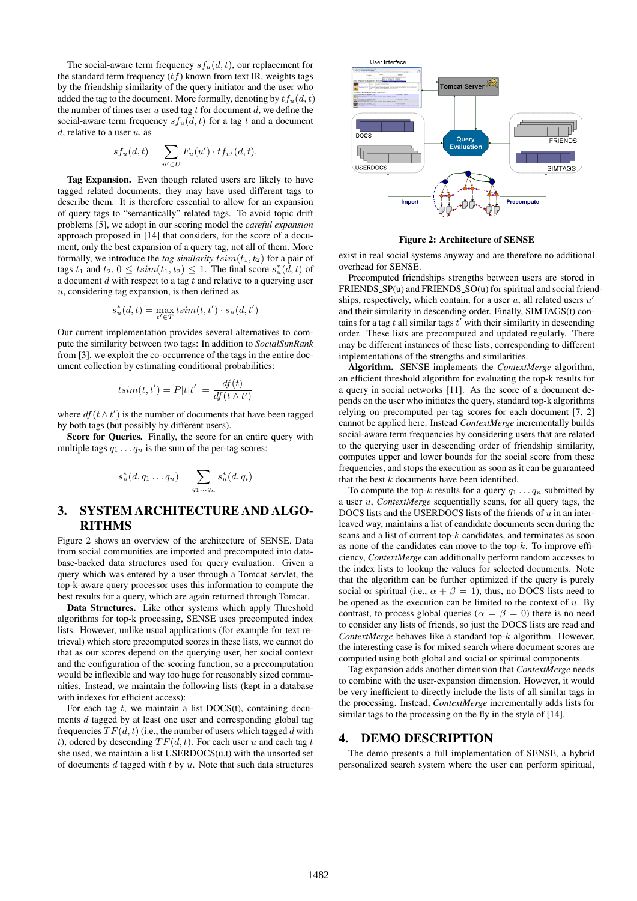The social-aware term frequency $sf_u(d,t)$, our replacement for the standard term frequency ($tf$) known from text IR, weights tags by the friendship similarity of the query initiator and the user who added the tag to the document. More formally, denoting by $tf_u(d,t)$ the number of times user $u$ used tag $t$ for document $d$, we define the social-aware term frequency $sf_u(d,t)$ for a tag $t$ and a document $d$, relative to a user $u$, as

$$sf_u(d,t) = \sum_{u' \in U} F_u(u') \cdot tf_{u'}(d,t).$$

**Tag Expansion.** Even though related users are likely to have tagged related documents, they may have used different tags to describe them. It is therefore essential to allow for an expansion of query tags to "semantically" related tags. To avoid topic drift problems [5], we adopt in our scoring model the *careful expansion* approach proposed in [14] that considers, for the score of a document, only the best expansion of a query tag, not all of them. More formally, we introduce the *tag similarity* $tsim(t_1,t_2)$ for a pair of tags $t_1$ and $t_2$, $0 \leq tsim(t_1,t_2) \leq 1$. The final score $s^*_u(d,t)$ of a document $d$ with respect to a tag $t$ and relative to a querying user $u$, considering tag expansion, is then defined as

$$s^*_u(d,t) = \max_{t' \in T} tsim(t,t') \cdot s_u(d,t')$$

Our current implementation provides several alternatives to compute the similarity between two tags: In addition to *SocialSimRank* from [3], we exploit the co-occurrence of the tags in the entire document collection by estimating conditional probabilities:

$$tsim(t,t') = P[t|t'] = \frac{df(t)}{df(t \wedge t')}$$

where $df(t \wedge t')$ is the number of documents that have been tagged by both tags (but possibly by different users).

**Score for Queries.** Finally, the score for an entire query with multiple tags $q_1 \ldots q_n$ is the sum of the per-tag scores:

$$s^*_u(d, q_1 \ldots q_n) = \sum_{q_1 \cdots q_n} s^*_u(d, q_i)$$

# 3. SYSTEM ARCHITECTURE AND ALGORITHMS

Figure 2 shows an overview of the architecture of SENSE. Data from social communities are imported and precomputed into database-backed data structures used for query evaluation. Given a query which was entered by a user through a Tomcat servlet, the top-k-aware query processor uses this information to compute the best results for a query, which are again returned through Tomcat.

**Data Structures.** Like other systems which apply Threshold algorithms for top-k processing, SENSE uses precomputed index lists. However, unlike usual applications (for example for text retrieval) which store precomputed scores in these lists, we cannot do that as our scores depend on the querying user, her social context and the configuration of the scoring function, so a precomputation would be inflexible and way too huge for reasonably sized communities. Instead, we maintain the following lists (kept in a database with indexes for efficient access):

For each tag $t$, we maintain a list DOCS(t), containing documents $d$ tagged by at least one user and corresponding global tag frequencies $TF(d,t)$ (i.e., the number of users which tagged $d$ with $t$), odered by descending $TF(d,t)$. For each user $u$ and each tag $t$ she used, we maintain a list USERDOCS(u,t) with the unsorted set of documents $d$ tagged with $t$ by $u$. Note that such data structures exist in real social systems anyway and are therefore no additional overhead for SENSE.

Figure 2: Architecture of SENSE

Precomputed friendships strengths between users are stored in FRIENDS_SP(u) and FRIENDS_SO(u) for spiritual and social friendships, respectively, which contain, for a user $u$, all related users $u'$ and their similarity in descending order. Finally, SIMTAGS(t) contains for a tag $t$ all similar tags $t'$ with their similarity in descending order. These lists are precomputed and updated regularly. There may be different instances of these lists, corresponding to different implementations of the strengths and similarities.

**Algorithm.** SENSE implements the *ContextMerge* algorithm, an efficient threshold algorithm for evaluating the top-k results for a query in social networks [11]. As the score of a document depends on the user who initiates the query, standard top-k algorithms relying on precomputed per-tag scores for each document [7, 2] cannot be applied here. Instead *ContextMerge* incrementally builds social-aware term frequencies by considering users that are related to the querying user in descending order of friendship similarity, computes upper and lower bounds for the social score from these frequencies, and stops the execution as soon as it can be guaranteed that the best $k$ documents have been identified.

To compute the top-$k$ results for a query $q_1 \ldots q_n$ submitted by a user $u$, *ContextMerge* sequentially scans, for all query tags, the DOCS lists and the USERDOCS lists of the friends of $u$ in an interleaved way, maintains a list of candidate documents seen during the scans and a list of current top-$k$ candidates, and terminates as soon as none of the candidates can move to the top-$k$. To improve efficiency, *ContextMerge* can additionally perform random accesses to the index lists to lookup the values for selected documents. Note that the algorithm can be further optimized if the query is purely social or spiritual (i.e., $\alpha + \beta = 1$), thus, no DOCS lists need to be opened as the execution can be limited to the context of $u$. By contrast, to process global queries ($\alpha = \beta = 0$) there is no need to consider any lists of friends, so just the DOCS lists are read and *ContextMerge* behaves like a standard top-$k$ algorithm. However, the interesting case is for mixed search where document scores are computed using both global and social or spiritual components.

Tag expansion adds another dimension that *ContextMerge* needs to combine with the user-expansion dimension. However, it would be very inefficient to directly include the lists of all similar tags in the processing. Instead, *ContextMerge* incrementally adds lists for similar tags to the processing on the fly in the style of [14].

# 4. DEMO DESCRIPTION

The demo presents a full implementation of SENSE, a hybrid personalized search system where the user can perform spiritual,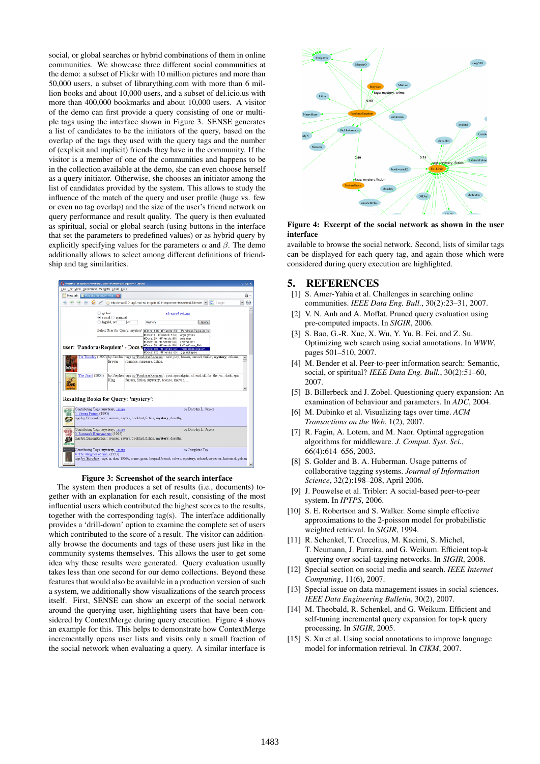social, or global searches or hybrid combinations of them in online communities. We showcase three different social communities at the demo: a subset of Flickr with 10 million pictures and more than 50,000 users, a subset of librarything.com with more than 6 million books and about 10,000 users, and a subset of del.icio.us with more than 400,000 bookmarks and about 10,000 users. A visitor of the demo can first provide a query consisting of one or multiple tags using the interface shown in Figure 3. SENSE generates a list of candidates to be the initiators of the query, based on the overlap of the tags they used with the query tags and the number of (explicit and implicit) friends they have in the community. If the visitor is a member of one of the communities and happens to be in the collection available at the demo, she can even choose herself as a query initiator. Otherwise, she chooses an initiator among the list of candidates provided by the system. This allows to study the influence of the match of the query and user profile (huge vs. few or even no tag overlap) and the size of the user's friend network on query performance and result quality. The query is then evaluated as spiritual, social or global search (using buttons in the interface that set the parameters to predefined values) or as hybrid query by explicitly specifying values for the parameters $\alpha$ and $\beta$. The demo additionally allows to select among different definitions of friendship and tag similarities.

**Figure 3: Screenshot of the search interface**

The system then produces a set of results (i.e., documents) together with an explanation for each result, consisting of the most influential users which contributed the highest scores to the results, together with the corresponding tag(s). The interface additionally provides a 'drill-down' option to examine the complete set of users which contributed to the score of a result. The visitor can additionally browse the documents and tags of these users just like in the community systems themselves. This allows the user to get some idea why these results were generated. Query evaluation usually takes less than one second for our demo collections. Beyond these features that would also be available in a production version of such a system, we additionally show visualizations of the search process itself. First, SENSE can show an excerpt of the social network around the querying user, highlighting users that have been considered by ContextMerge during query execution. Figure 4 shows an example for this. This helps to demonstrate how ContextMerge incrementally opens user lists and visits only a small fraction of the social network when evaluating a query. A similar interface is available to browse the social network. Second, lists of similar tags can be displayed for each query tag, and again those which were considered during query execution are highlighted.

**Figure 4: Excerpt of the social network as shown in the user interface**

## 5. REFERENCES

[1] S. Amer-Yahia et al. Challenges in searching online communities. *IEEE Data Eng. Bull.*, 30(2):23–31, 2007.

[2] V. N. Anh and A. Moffat. Pruned query evaluation using pre-computed impacts. In *SIGIR*, 2006.

[3] S. Bao, G.-R. Xue, X. Wu, Y. Yu, B. Fei, and Z. Su. Optimizing web search using social annotations. In *WWW*, pages 501–510, 2007.

[4] M. Bender et al. Peer-to-peer information search: Semantic, social, or spiritual? *IEEE Data Eng. Bull.*, 30(2):51–60, 2007.

[5] R. Billerbeck and J. Zobel. Questioning query expansion: An examination of behaviour and parameters. In *ADC*, 2004.

[6] M. Dubinko et al. Visualizing tags over time. *ACM Transactions on the Web*, 1(2), 2007.

[7] R. Fagin, A. Lotem, and M. Naor. Optimal aggregation algorithms for middleware. *J. Comput. Syst. Sci.*, 66(4):614–656, 2003.

[8] S. Golder and B. A. Huberman. Usage patterns of collaborative tagging systems. *Journal of Information Science*, 32(2):198–208, April 2006.

[9] J. Pouwelse et al. Tribler: A social-based peer-to-peer system. In *IPTPS*, 2006.

[10] S. E. Robertson and S. Walker. Some simple effective approximations to the 2-poisson model for probabilistic weighted retrieval. In *SIGIR*, 1994.

[11] R. Schenkel, T. Crecelius, M. Kacimi, S. Michel, T. Neumann, J. Parreira, and G. Weikum. Efficient top-k querying over social-tagging networks. In *SIGIR*, 2008.

[12] Special section on social media and search. *IEEE Internet Computing*, 11(6), 2007.

[13] Special issue on data management issues in social sciences. *IEEE Data Engineering Bulletin*, 30(2), 2007.

[14] M. Theobald, R. Schenkel, and G. Weikum. Efficient and self-tuning incremental query expansion for top-k query processing. In *SIGIR*, 2005.

[15] S. Xu et al. Using social annotations to improve language model for information retrieval. In *CIKM*, 2007.